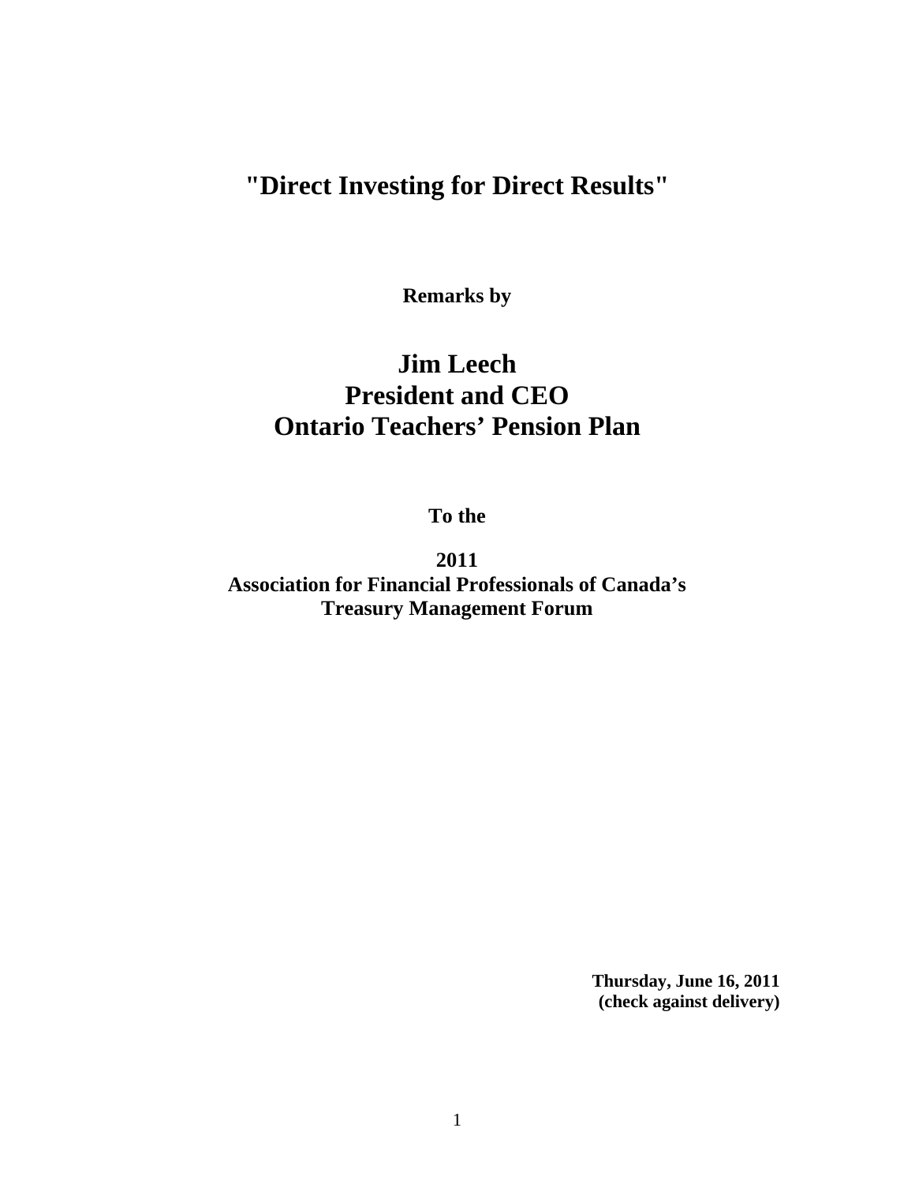# "Direct Investing for Direct Results"

**Remarks by**

## Jim Leech
## President and CEO
## Ontario Teachers' Pension Plan

**To the**

**2011**
**Association for Financial Professionals of Canada's**
**Treasury Management Forum**

**Thursday, June 16, 2011**
**(check against delivery)**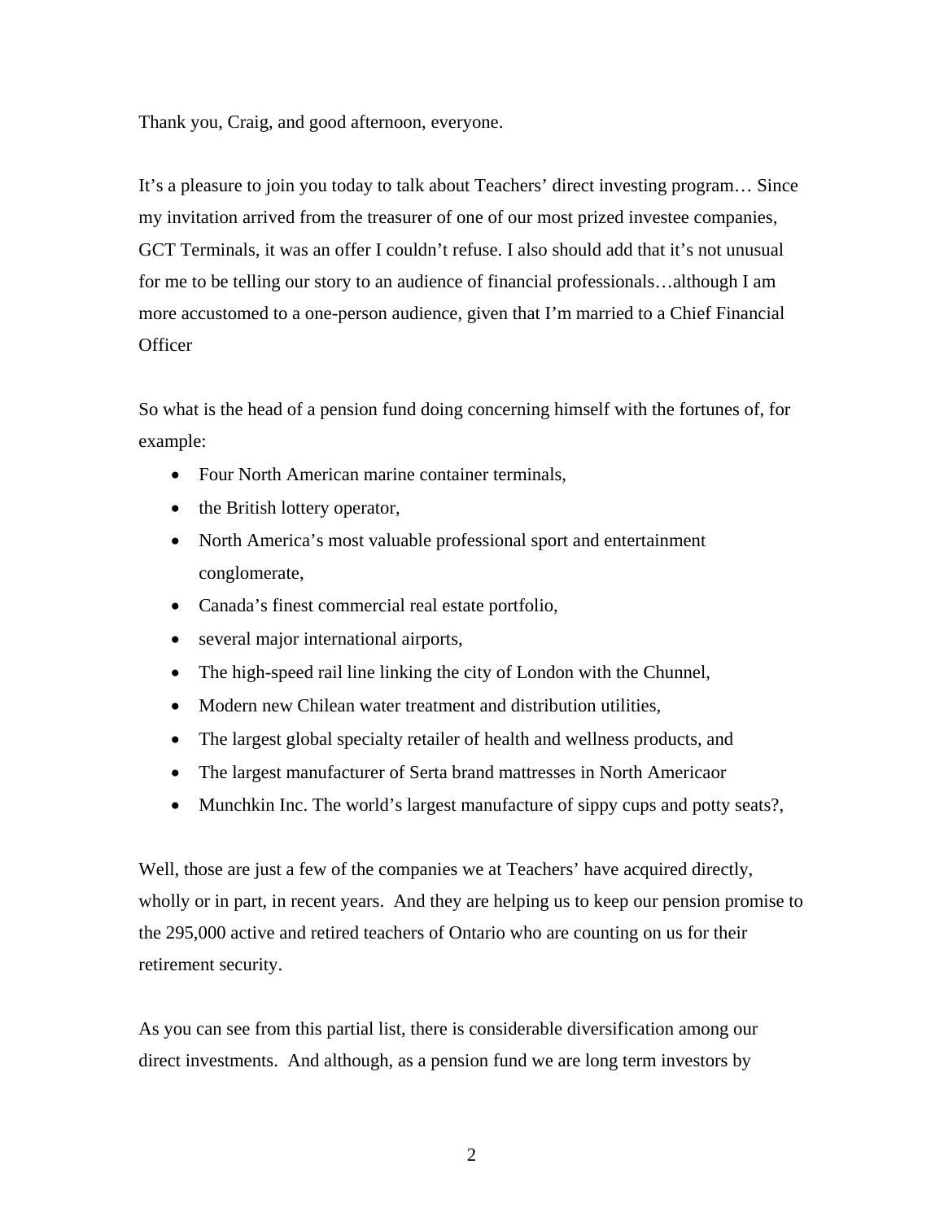Thank you, Craig, and good afternoon, everyone.

It's a pleasure to join you today to talk about Teachers' direct investing program… Since my invitation arrived from the treasurer of one of our most prized investee companies, GCT Terminals, it was an offer I couldn't refuse. I also should add that it's not unusual for me to be telling our story to an audience of financial professionals…although I am more accustomed to a one-person audience, given that I'm married to a Chief Financial Officer

So what is the head of a pension fund doing concerning himself with the fortunes of, for example:

- Four North American marine container terminals,
- the British lottery operator,
- North America's most valuable professional sport and entertainment conglomerate,
- Canada's finest commercial real estate portfolio,
- several major international airports,
- The high-speed rail line linking the city of London with the Chunnel,
- Modern new Chilean water treatment and distribution utilities,
- The largest global specialty retailer of health and wellness products, and
- The largest manufacturer of Serta brand mattresses in North Americaor
- Munchkin Inc. The world's largest manufacture of sippy cups and potty seats?,

Well, those are just a few of the companies we at Teachers' have acquired directly, wholly or in part, in recent years. And they are helping us to keep our pension promise to the 295,000 active and retired teachers of Ontario who are counting on us for their retirement security.

As you can see from this partial list, there is considerable diversification among our direct investments. And although, as a pension fund we are long term investors by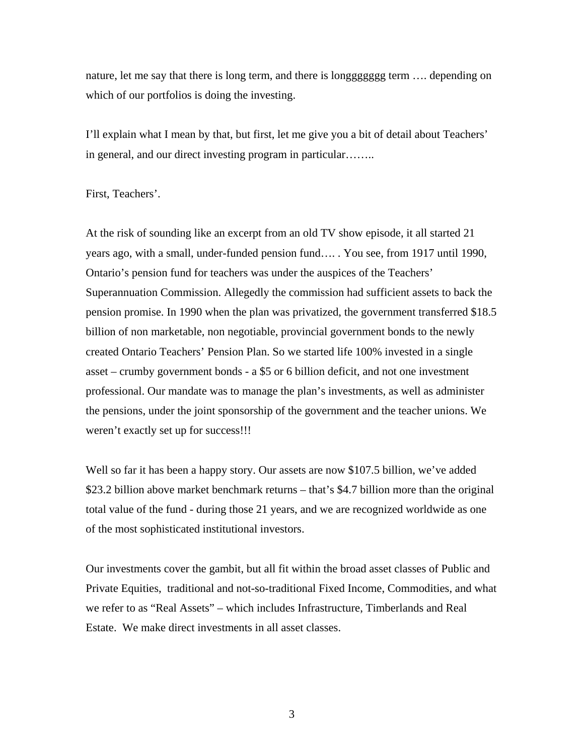nature, let me say that there is long term, and there is longgggggg term …. depending on which of our portfolios is doing the investing.

I'll explain what I mean by that, but first, let me give you a bit of detail about Teachers' in general, and our direct investing program in particular……..

First, Teachers'.

At the risk of sounding like an excerpt from an old TV show episode, it all started 21 years ago, with a small, under-funded pension fund…. . You see, from 1917 until 1990, Ontario's pension fund for teachers was under the auspices of the Teachers' Superannuation Commission. Allegedly the commission had sufficient assets to back the pension promise. In 1990 when the plan was privatized, the government transferred $18.5 billion of non marketable, non negotiable, provincial government bonds to the newly created Ontario Teachers' Pension Plan. So we started life 100% invested in a single asset – crumby government bonds - a $5 or 6 billion deficit, and not one investment professional. Our mandate was to manage the plan's investments, as well as administer the pensions, under the joint sponsorship of the government and the teacher unions. We weren't exactly set up for success!!!

Well so far it has been a happy story. Our assets are now $107.5 billion, we've added $23.2 billion above market benchmark returns – that's $4.7 billion more than the original total value of the fund - during those 21 years, and we are recognized worldwide as one of the most sophisticated institutional investors.

Our investments cover the gambit, but all fit within the broad asset classes of Public and Private Equities, traditional and not-so-traditional Fixed Income, Commodities, and what we refer to as "Real Assets" – which includes Infrastructure, Timberlands and Real Estate. We make direct investments in all asset classes.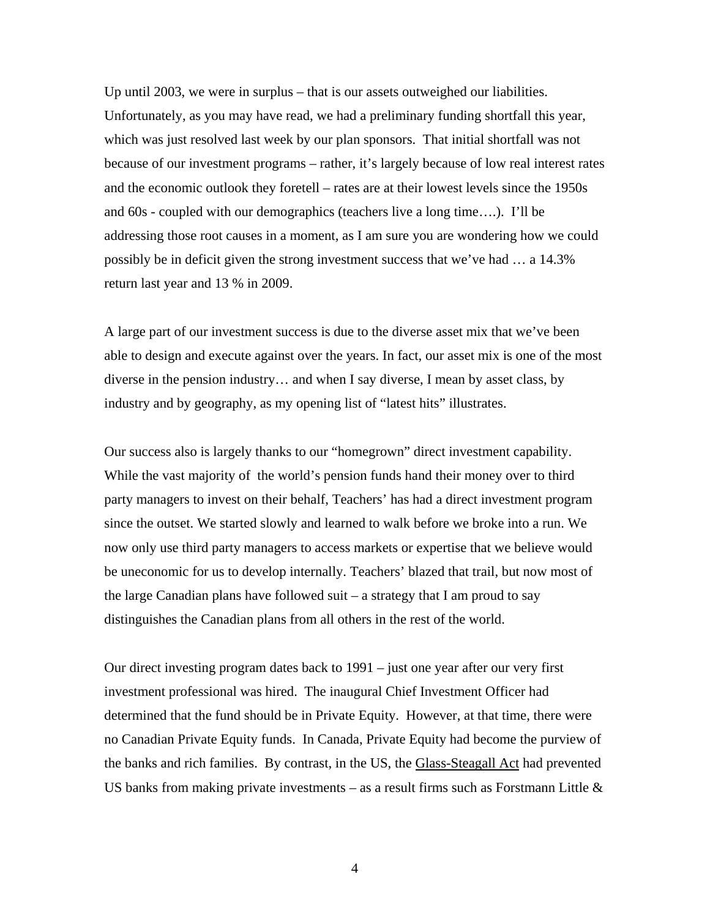Up until 2003, we were in surplus – that is our assets outweighed our liabilities. Unfortunately, as you may have read, we had a preliminary funding shortfall this year, which was just resolved last week by our plan sponsors. That initial shortfall was not because of our investment programs – rather, it's largely because of low real interest rates and the economic outlook they foretell – rates are at their lowest levels since the 1950s and 60s - coupled with our demographics (teachers live a long time….). I'll be addressing those root causes in a moment, as I am sure you are wondering how we could possibly be in deficit given the strong investment success that we've had … a 14.3% return last year and 13 % in 2009.

A large part of our investment success is due to the diverse asset mix that we've been able to design and execute against over the years. In fact, our asset mix is one of the most diverse in the pension industry… and when I say diverse, I mean by asset class, by industry and by geography, as my opening list of "latest hits" illustrates.

Our success also is largely thanks to our "homegrown" direct investment capability. While the vast majority of the world's pension funds hand their money over to third party managers to invest on their behalf, Teachers' has had a direct investment program since the outset. We started slowly and learned to walk before we broke into a run. We now only use third party managers to access markets or expertise that we believe would be uneconomic for us to develop internally. Teachers' blazed that trail, but now most of the large Canadian plans have followed suit – a strategy that I am proud to say distinguishes the Canadian plans from all others in the rest of the world.

Our direct investing program dates back to 1991 – just one year after our very first investment professional was hired. The inaugural Chief Investment Officer had determined that the fund should be in Private Equity. However, at that time, there were no Canadian Private Equity funds. In Canada, Private Equity had become the purview of the banks and rich families. By contrast, in the US, the Glass-Steagall Act had prevented US banks from making private investments – as a result firms such as Forstmann Little &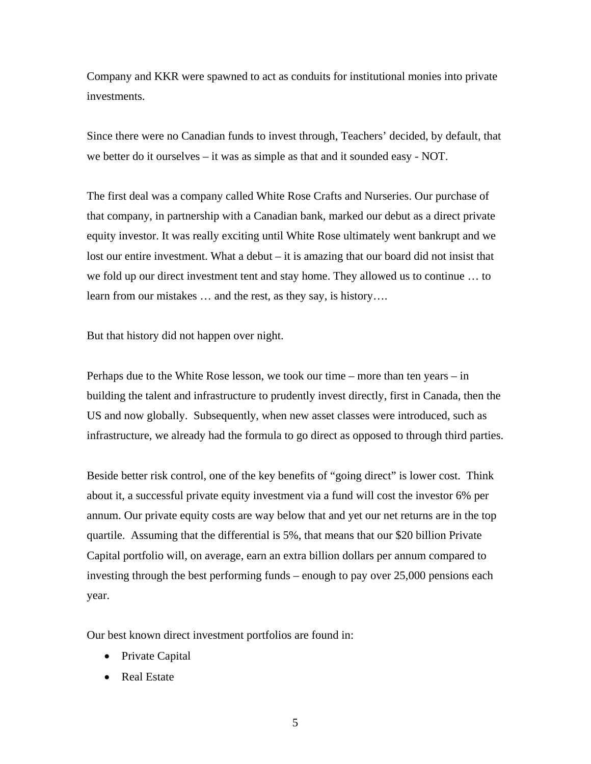Company and KKR were spawned to act as conduits for institutional monies into private investments.

Since there were no Canadian funds to invest through, Teachers' decided, by default, that we better do it ourselves – it was as simple as that and it sounded easy - NOT.

The first deal was a company called White Rose Crafts and Nurseries. Our purchase of that company, in partnership with a Canadian bank, marked our debut as a direct private equity investor. It was really exciting until White Rose ultimately went bankrupt and we lost our entire investment. What a debut – it is amazing that our board did not insist that we fold up our direct investment tent and stay home. They allowed us to continue … to learn from our mistakes … and the rest, as they say, is history….

But that history did not happen over night.

Perhaps due to the White Rose lesson, we took our time – more than ten years – in building the talent and infrastructure to prudently invest directly, first in Canada, then the US and now globally. Subsequently, when new asset classes were introduced, such as infrastructure, we already had the formula to go direct as opposed to through third parties.

Beside better risk control, one of the key benefits of "going direct" is lower cost. Think about it, a successful private equity investment via a fund will cost the investor 6% per annum. Our private equity costs are way below that and yet our net returns are in the top quartile. Assuming that the differential is 5%, that means that our $20 billion Private Capital portfolio will, on average, earn an extra billion dollars per annum compared to investing through the best performing funds – enough to pay over 25,000 pensions each year.

Our best known direct investment portfolios are found in:

- Private Capital
- Real Estate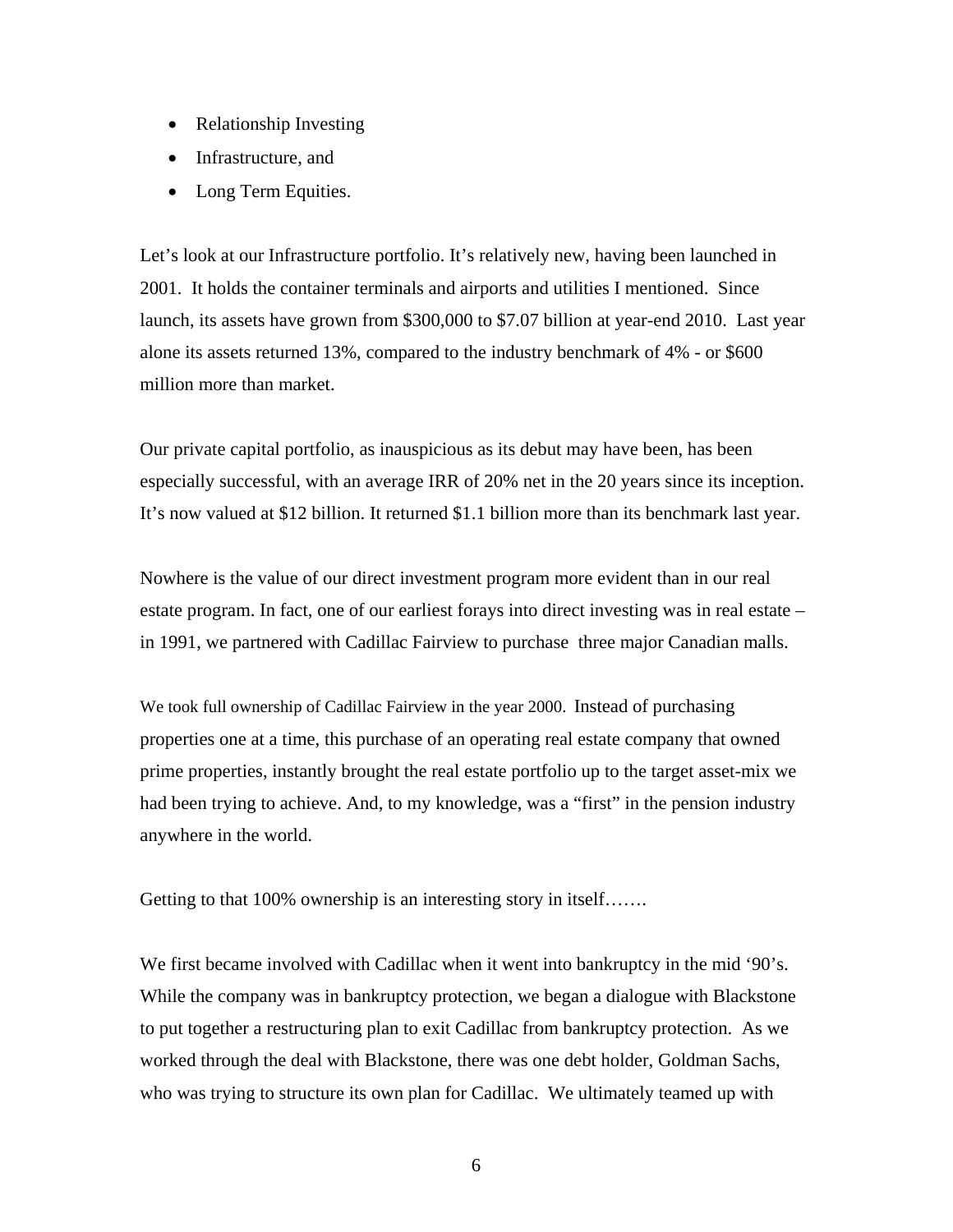- Relationship Investing
- Infrastructure, and
- Long Term Equities.

Let's look at our Infrastructure portfolio. It's relatively new, having been launched in 2001. It holds the container terminals and airports and utilities I mentioned. Since launch, its assets have grown from $300,000 to $7.07 billion at year-end 2010. Last year alone its assets returned 13%, compared to the industry benchmark of 4% - or $600 million more than market.

Our private capital portfolio, as inauspicious as its debut may have been, has been especially successful, with an average IRR of 20% net in the 20 years since its inception. It's now valued at $12 billion. It returned $1.1 billion more than its benchmark last year.

Nowhere is the value of our direct investment program more evident than in our real estate program. In fact, one of our earliest forays into direct investing was in real estate – in 1991, we partnered with Cadillac Fairview to purchase three major Canadian malls.

We took full ownership of Cadillac Fairview in the year 2000. Instead of purchasing properties one at a time, this purchase of an operating real estate company that owned prime properties, instantly brought the real estate portfolio up to the target asset-mix we had been trying to achieve. And, to my knowledge, was a "first" in the pension industry anywhere in the world.

Getting to that 100% ownership is an interesting story in itself…….

We first became involved with Cadillac when it went into bankruptcy in the mid '90's. While the company was in bankruptcy protection, we began a dialogue with Blackstone to put together a restructuring plan to exit Cadillac from bankruptcy protection. As we worked through the deal with Blackstone, there was one debt holder, Goldman Sachs, who was trying to structure its own plan for Cadillac. We ultimately teamed up with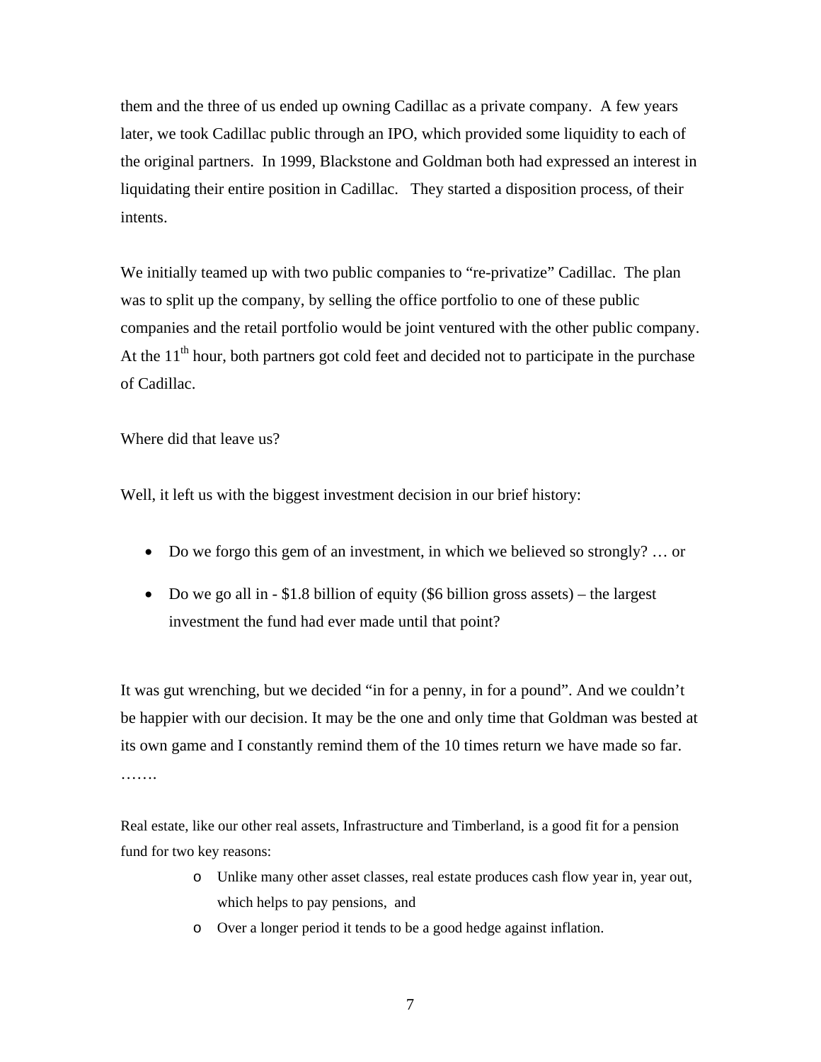them and the three of us ended up owning Cadillac as a private company. A few years later, we took Cadillac public through an IPO, which provided some liquidity to each of the original partners. In 1999, Blackstone and Goldman both had expressed an interest in liquidating their entire position in Cadillac. They started a disposition process, of their intents.

We initially teamed up with two public companies to "re-privatize" Cadillac. The plan was to split up the company, by selling the office portfolio to one of these public companies and the retail portfolio would be joint ventured with the other public company. At the 11th hour, both partners got cold feet and decided not to participate in the purchase of Cadillac.

Where did that leave us?

Well, it left us with the biggest investment decision in our brief history:

- Do we forgo this gem of an investment, in which we believed so strongly? … or
- Do we go all in - $1.8 billion of equity ($6 billion gross assets) – the largest investment the fund had ever made until that point?

It was gut wrenching, but we decided "in for a penny, in for a pound". And we couldn't be happier with our decision. It may be the one and only time that Goldman was bested at its own game and I constantly remind them of the 10 times return we have made so far. …….

Real estate, like our other real assets, Infrastructure and Timberland, is a good fit for a pension fund for two key reasons:

- Unlike many other asset classes, real estate produces cash flow year in, year out, which helps to pay pensions, and
- Over a longer period it tends to be a good hedge against inflation.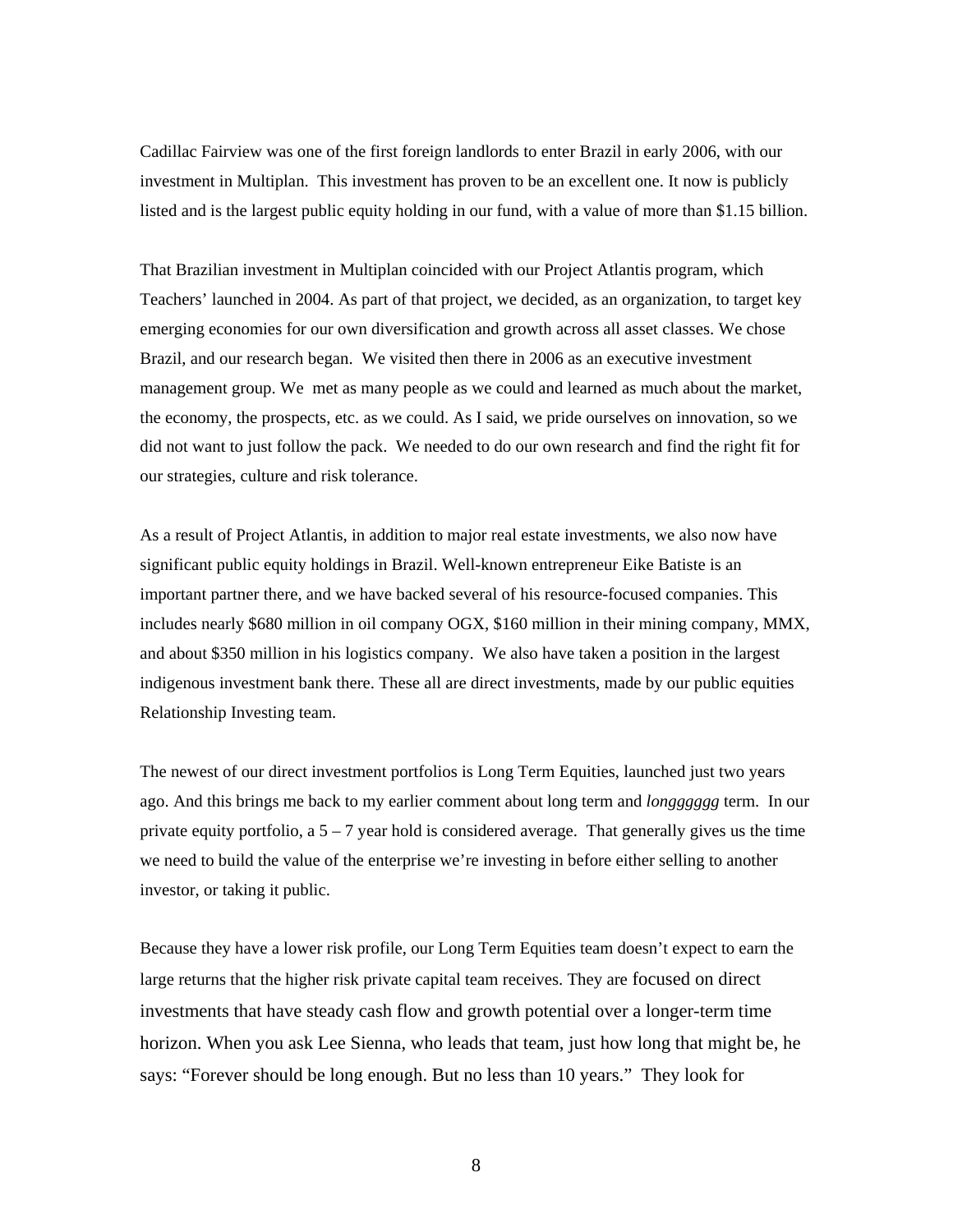Cadillac Fairview was one of the first foreign landlords to enter Brazil in early 2006, with our investment in Multiplan. This investment has proven to be an excellent one. It now is publicly listed and is the largest public equity holding in our fund, with a value of more than $1.15 billion.

That Brazilian investment in Multiplan coincided with our Project Atlantis program, which Teachers' launched in 2004. As part of that project, we decided, as an organization, to target key emerging economies for our own diversification and growth across all asset classes. We chose Brazil, and our research began. We visited then there in 2006 as an executive investment management group. We met as many people as we could and learned as much about the market, the economy, the prospects, etc. as we could. As I said, we pride ourselves on innovation, so we did not want to just follow the pack. We needed to do our own research and find the right fit for our strategies, culture and risk tolerance.

As a result of Project Atlantis, in addition to major real estate investments, we also now have significant public equity holdings in Brazil. Well-known entrepreneur Eike Batiste is an important partner there, and we have backed several of his resource-focused companies. This includes nearly $680 million in oil company OGX, $160 million in their mining company, MMX, and about $350 million in his logistics company. We also have taken a position in the largest indigenous investment bank there. These all are direct investments, made by our public equities Relationship Investing team.

The newest of our direct investment portfolios is Long Term Equities, launched just two years ago. And this brings me back to my earlier comment about long term and *longggggg* term. In our private equity portfolio, a 5 – 7 year hold is considered average. That generally gives us the time we need to build the value of the enterprise we're investing in before either selling to another investor, or taking it public.

Because they have a lower risk profile, our Long Term Equities team doesn't expect to earn the large returns that the higher risk private capital team receives. They are focused on direct investments that have steady cash flow and growth potential over a longer-term time horizon. When you ask Lee Sienna, who leads that team, just how long that might be, he says: "Forever should be long enough. But no less than 10 years." They look for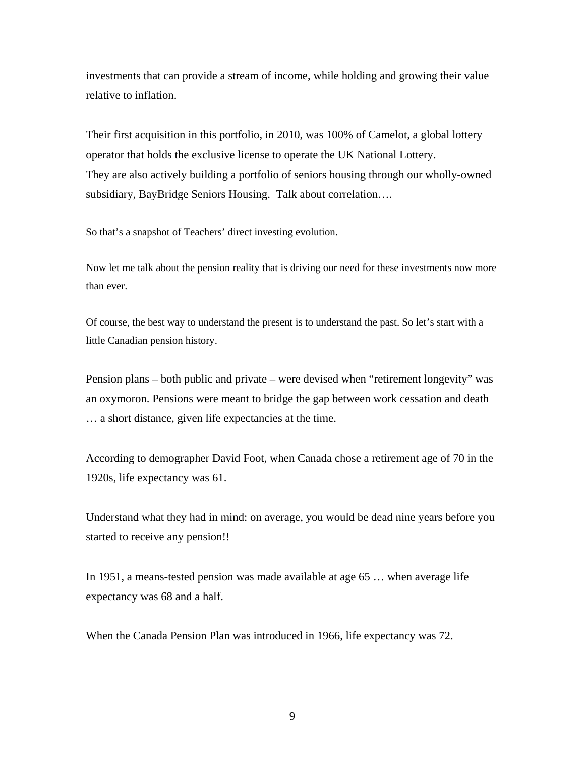investments that can provide a stream of income, while holding and growing their value relative to inflation.

Their first acquisition in this portfolio, in 2010, was 100% of Camelot, a global lottery operator that holds the exclusive license to operate the UK National Lottery.
They are also actively building a portfolio of seniors housing through our wholly-owned subsidiary, BayBridge Seniors Housing. Talk about correlation….

So that's a snapshot of Teachers' direct investing evolution.

Now let me talk about the pension reality that is driving our need for these investments now more than ever.

Of course, the best way to understand the present is to understand the past. So let's start with a little Canadian pension history.

Pension plans – both public and private – were devised when "retirement longevity" was an oxymoron. Pensions were meant to bridge the gap between work cessation and death … a short distance, given life expectancies at the time.

According to demographer David Foot, when Canada chose a retirement age of 70 in the 1920s, life expectancy was 61.

Understand what they had in mind: on average, you would be dead nine years before you started to receive any pension!!

In 1951, a means-tested pension was made available at age 65 … when average life expectancy was 68 and a half.

When the Canada Pension Plan was introduced in 1966, life expectancy was 72.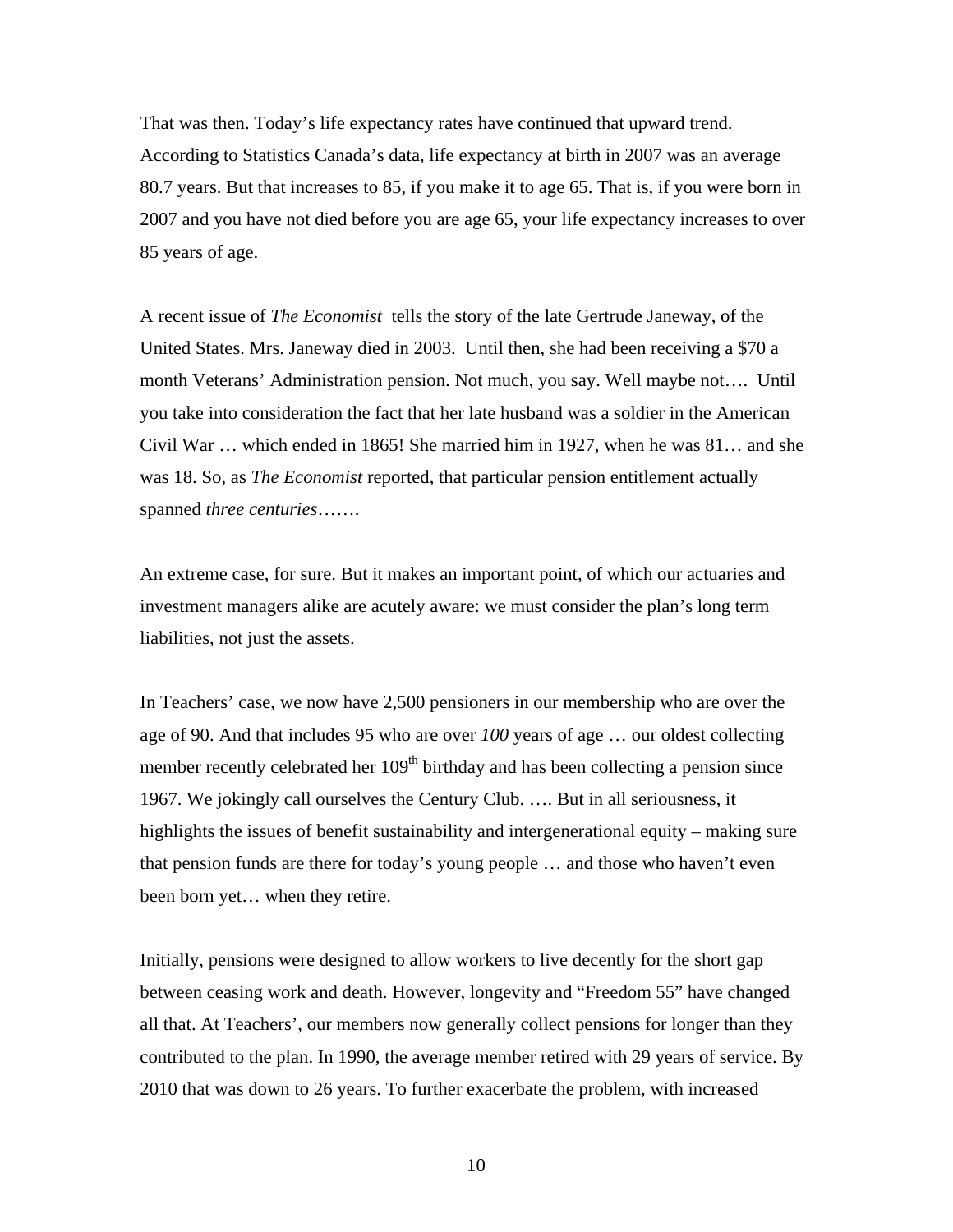That was then. Today's life expectancy rates have continued that upward trend. According to Statistics Canada's data, life expectancy at birth in 2007 was an average 80.7 years. But that increases to 85, if you make it to age 65. That is, if you were born in 2007 and you have not died before you are age 65, your life expectancy increases to over 85 years of age.

A recent issue of *The Economist* tells the story of the late Gertrude Janeway, of the United States. Mrs. Janeway died in 2003. Until then, she had been receiving a $70 a month Veterans' Administration pension. Not much, you say. Well maybe not…. Until you take into consideration the fact that her late husband was a soldier in the American Civil War … which ended in 1865! She married him in 1927, when he was 81… and she was 18. So, as *The Economist* reported, that particular pension entitlement actually spanned *three centuries*…….

An extreme case, for sure. But it makes an important point, of which our actuaries and investment managers alike are acutely aware: we must consider the plan's long term liabilities, not just the assets.

In Teachers' case, we now have 2,500 pensioners in our membership who are over the age of 90. And that includes 95 who are over *100* years of age … our oldest collecting member recently celebrated her 109th birthday and has been collecting a pension since 1967. We jokingly call ourselves the Century Club. …. But in all seriousness, it highlights the issues of benefit sustainability and intergenerational equity – making sure that pension funds are there for today's young people … and those who haven't even been born yet… when they retire.

Initially, pensions were designed to allow workers to live decently for the short gap between ceasing work and death. However, longevity and "Freedom 55" have changed all that. At Teachers', our members now generally collect pensions for longer than they contributed to the plan. In 1990, the average member retired with 29 years of service. By 2010 that was down to 26 years. To further exacerbate the problem, with increased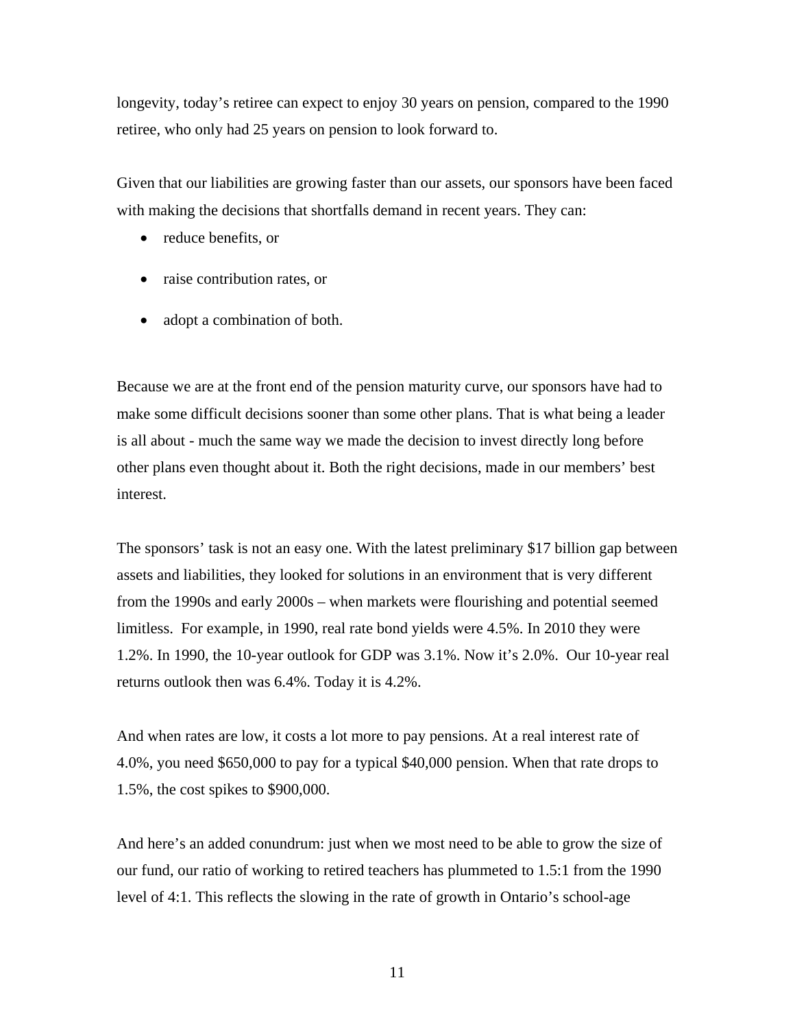longevity, today's retiree can expect to enjoy 30 years on pension, compared to the 1990 retiree, who only had 25 years on pension to look forward to.

Given that our liabilities are growing faster than our assets, our sponsors have been faced with making the decisions that shortfalls demand in recent years. They can:

- reduce benefits, or
- raise contribution rates, or
- adopt a combination of both.

Because we are at the front end of the pension maturity curve, our sponsors have had to make some difficult decisions sooner than some other plans. That is what being a leader is all about - much the same way we made the decision to invest directly long before other plans even thought about it. Both the right decisions, made in our members' best interest.

The sponsors' task is not an easy one. With the latest preliminary $17 billion gap between assets and liabilities, they looked for solutions in an environment that is very different from the 1990s and early 2000s – when markets were flourishing and potential seemed limitless. For example, in 1990, real rate bond yields were 4.5%. In 2010 they were 1.2%. In 1990, the 10-year outlook for GDP was 3.1%. Now it's 2.0%. Our 10-year real returns outlook then was 6.4%. Today it is 4.2%.

And when rates are low, it costs a lot more to pay pensions. At a real interest rate of 4.0%, you need $650,000 to pay for a typical $40,000 pension. When that rate drops to 1.5%, the cost spikes to $900,000.

And here's an added conundrum: just when we most need to be able to grow the size of our fund, our ratio of working to retired teachers has plummeted to 1.5:1 from the 1990 level of 4:1. This reflects the slowing in the rate of growth in Ontario's school-age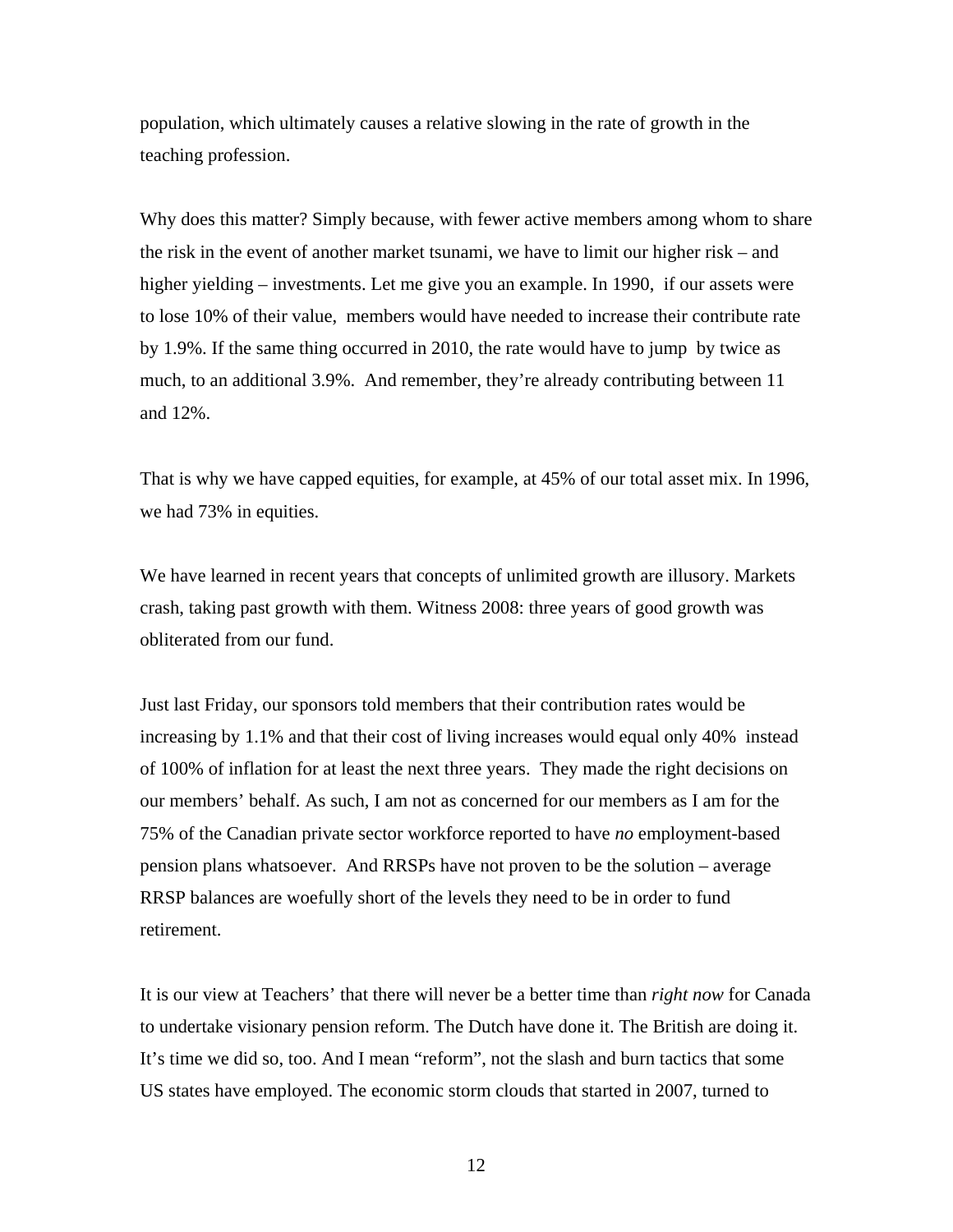population, which ultimately causes a relative slowing in the rate of growth in the teaching profession.

Why does this matter? Simply because, with fewer active members among whom to share the risk in the event of another market tsunami, we have to limit our higher risk – and higher yielding – investments. Let me give you an example. In 1990, if our assets were to lose 10% of their value, members would have needed to increase their contribute rate by 1.9%. If the same thing occurred in 2010, the rate would have to jump by twice as much, to an additional 3.9%. And remember, they're already contributing between 11 and 12%.

That is why we have capped equities, for example, at 45% of our total asset mix. In 1996, we had 73% in equities.

We have learned in recent years that concepts of unlimited growth are illusory. Markets crash, taking past growth with them. Witness 2008: three years of good growth was obliterated from our fund.

Just last Friday, our sponsors told members that their contribution rates would be increasing by 1.1% and that their cost of living increases would equal only 40% instead of 100% of inflation for at least the next three years. They made the right decisions on our members' behalf. As such, I am not as concerned for our members as I am for the 75% of the Canadian private sector workforce reported to have *no* employment-based pension plans whatsoever. And RRSPs have not proven to be the solution – average RRSP balances are woefully short of the levels they need to be in order to fund retirement.

It is our view at Teachers' that there will never be a better time than *right now* for Canada to undertake visionary pension reform. The Dutch have done it. The British are doing it. It's time we did so, too. And I mean "reform", not the slash and burn tactics that some US states have employed. The economic storm clouds that started in 2007, turned to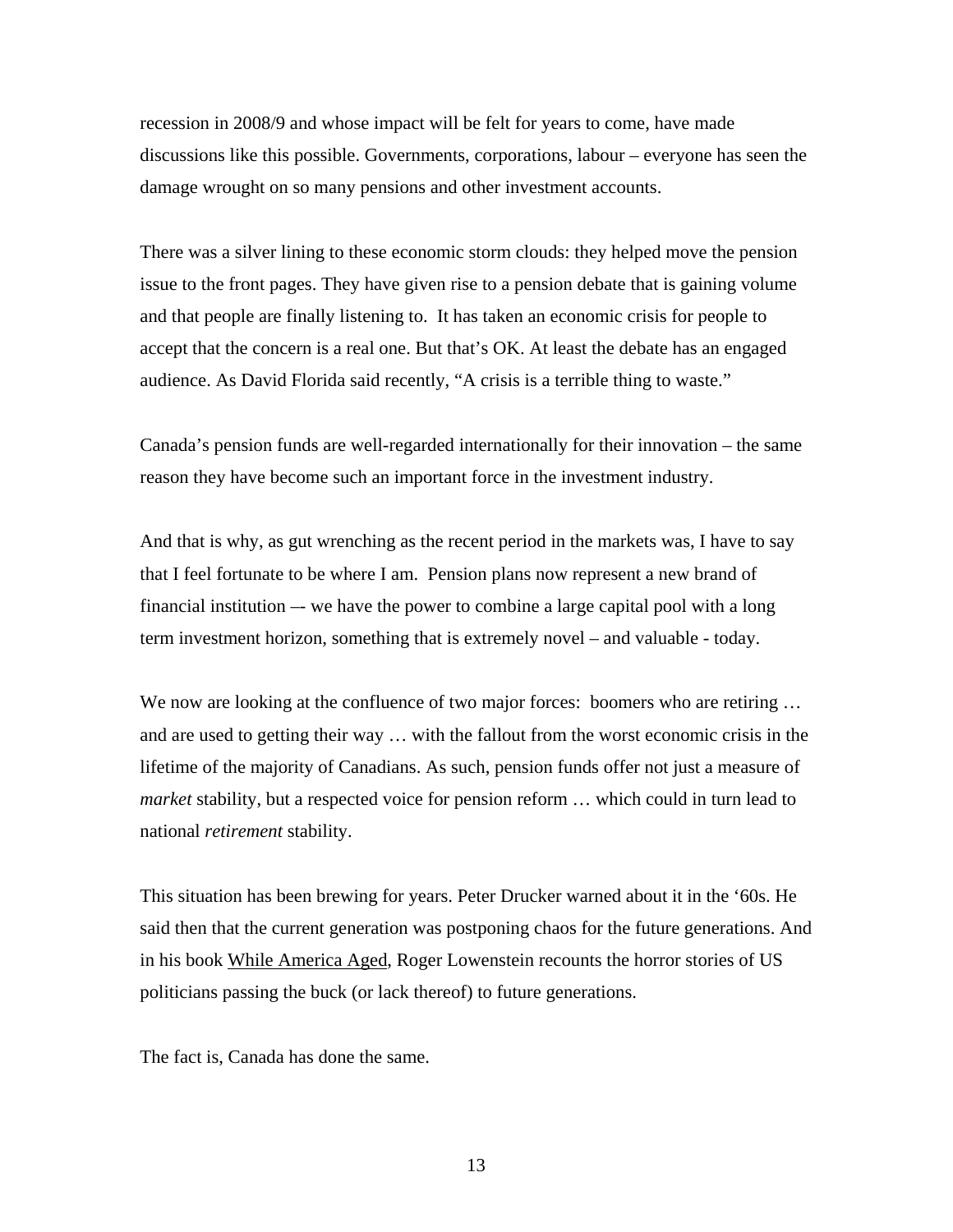recession in 2008/9 and whose impact will be felt for years to come, have made discussions like this possible. Governments, corporations, labour – everyone has seen the damage wrought on so many pensions and other investment accounts.

There was a silver lining to these economic storm clouds: they helped move the pension issue to the front pages. They have given rise to a pension debate that is gaining volume and that people are finally listening to. It has taken an economic crisis for people to accept that the concern is a real one. But that's OK. At least the debate has an engaged audience. As David Florida said recently, "A crisis is a terrible thing to waste."

Canada's pension funds are well-regarded internationally for their innovation – the same reason they have become such an important force in the investment industry.

And that is why, as gut wrenching as the recent period in the markets was, I have to say that I feel fortunate to be where I am. Pension plans now represent a new brand of financial institution –- we have the power to combine a large capital pool with a long term investment horizon, something that is extremely novel – and valuable - today.

We now are looking at the confluence of two major forces: boomers who are retiring … and are used to getting their way … with the fallout from the worst economic crisis in the lifetime of the majority of Canadians. As such, pension funds offer not just a measure of *market* stability, but a respected voice for pension reform … which could in turn lead to national *retirement* stability.

This situation has been brewing for years. Peter Drucker warned about it in the '60s. He said then that the current generation was postponing chaos for the future generations. And in his book While America Aged, Roger Lowenstein recounts the horror stories of US politicians passing the buck (or lack thereof) to future generations.

The fact is, Canada has done the same.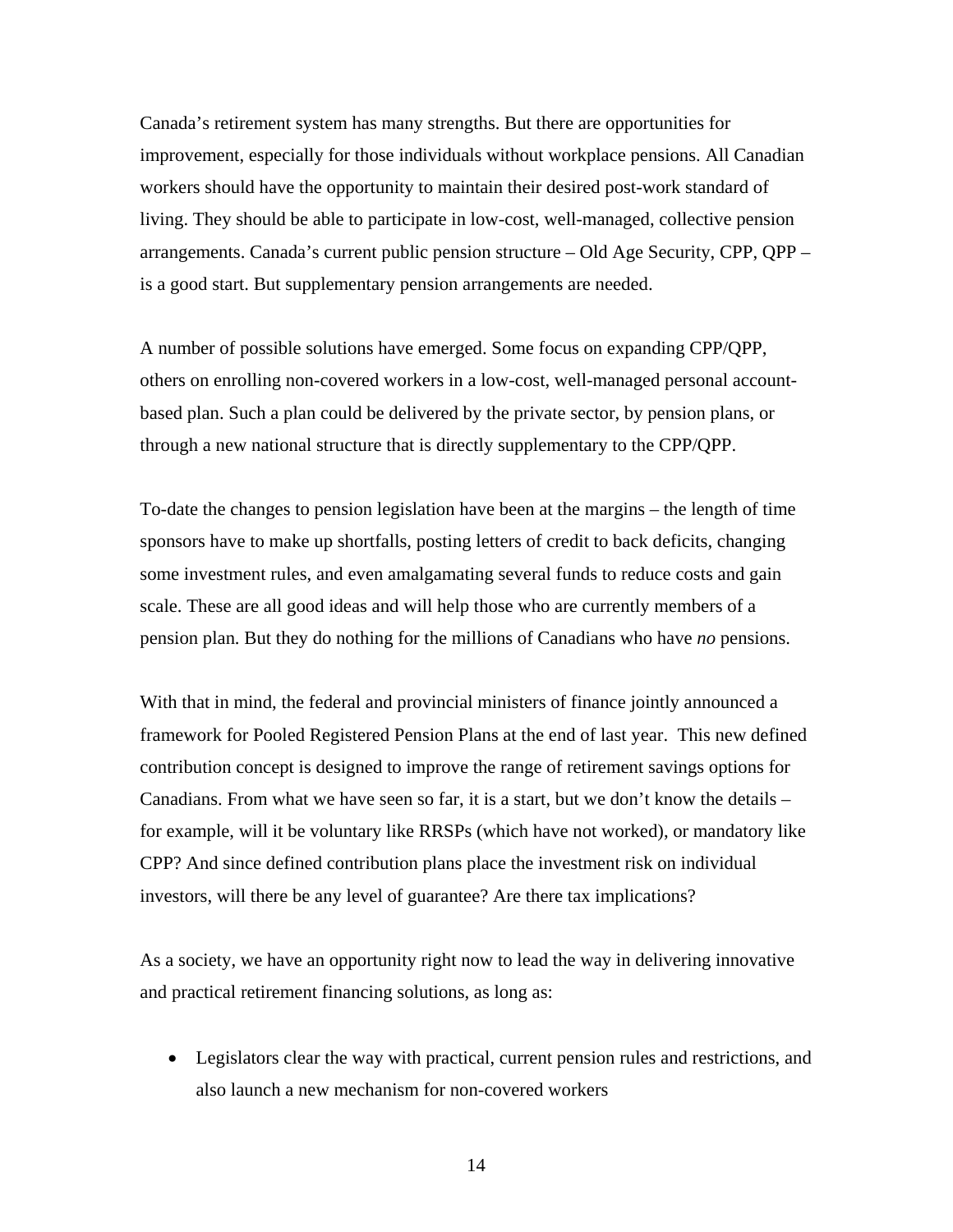Canada's retirement system has many strengths. But there are opportunities for improvement, especially for those individuals without workplace pensions. All Canadian workers should have the opportunity to maintain their desired post-work standard of living. They should be able to participate in low-cost, well-managed, collective pension arrangements. Canada's current public pension structure – Old Age Security, CPP, QPP – is a good start. But supplementary pension arrangements are needed.

A number of possible solutions have emerged. Some focus on expanding CPP/QPP, others on enrolling non-covered workers in a low-cost, well-managed personal account-based plan. Such a plan could be delivered by the private sector, by pension plans, or through a new national structure that is directly supplementary to the CPP/QPP.

To-date the changes to pension legislation have been at the margins – the length of time sponsors have to make up shortfalls, posting letters of credit to back deficits, changing some investment rules, and even amalgamating several funds to reduce costs and gain scale. These are all good ideas and will help those who are currently members of a pension plan. But they do nothing for the millions of Canadians who have *no* pensions.

With that in mind, the federal and provincial ministers of finance jointly announced a framework for Pooled Registered Pension Plans at the end of last year. This new defined contribution concept is designed to improve the range of retirement savings options for Canadians. From what we have seen so far, it is a start, but we don't know the details – for example, will it be voluntary like RRSPs (which have not worked), or mandatory like CPP? And since defined contribution plans place the investment risk on individual investors, will there be any level of guarantee? Are there tax implications?

As a society, we have an opportunity right now to lead the way in delivering innovative and practical retirement financing solutions, as long as:

- Legislators clear the way with practical, current pension rules and restrictions, and also launch a new mechanism for non-covered workers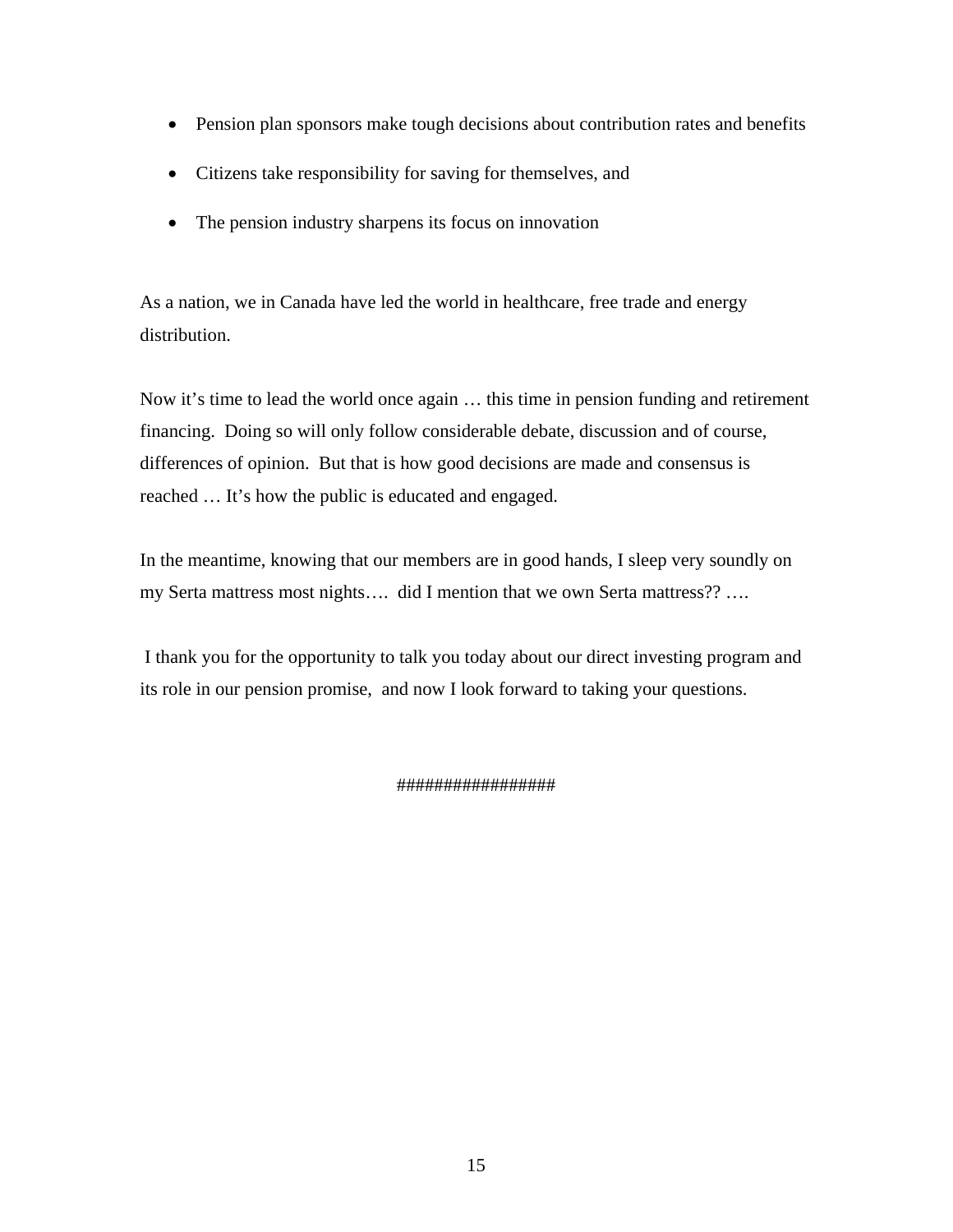- Pension plan sponsors make tough decisions about contribution rates and benefits
- Citizens take responsibility for saving for themselves, and
- The pension industry sharpens its focus on innovation

As a nation, we in Canada have led the world in healthcare, free trade and energy distribution.

Now it's time to lead the world once again … this time in pension funding and retirement financing. Doing so will only follow considerable debate, discussion and of course, differences of opinion. But that is how good decisions are made and consensus is reached … It's how the public is educated and engaged.

In the meantime, knowing that our members are in good hands, I sleep very soundly on my Serta mattress most nights…. did I mention that we own Serta mattress?? ….

I thank you for the opportunity to talk you today about our direct investing program and its role in our pension promise, and now I look forward to taking your questions.

################